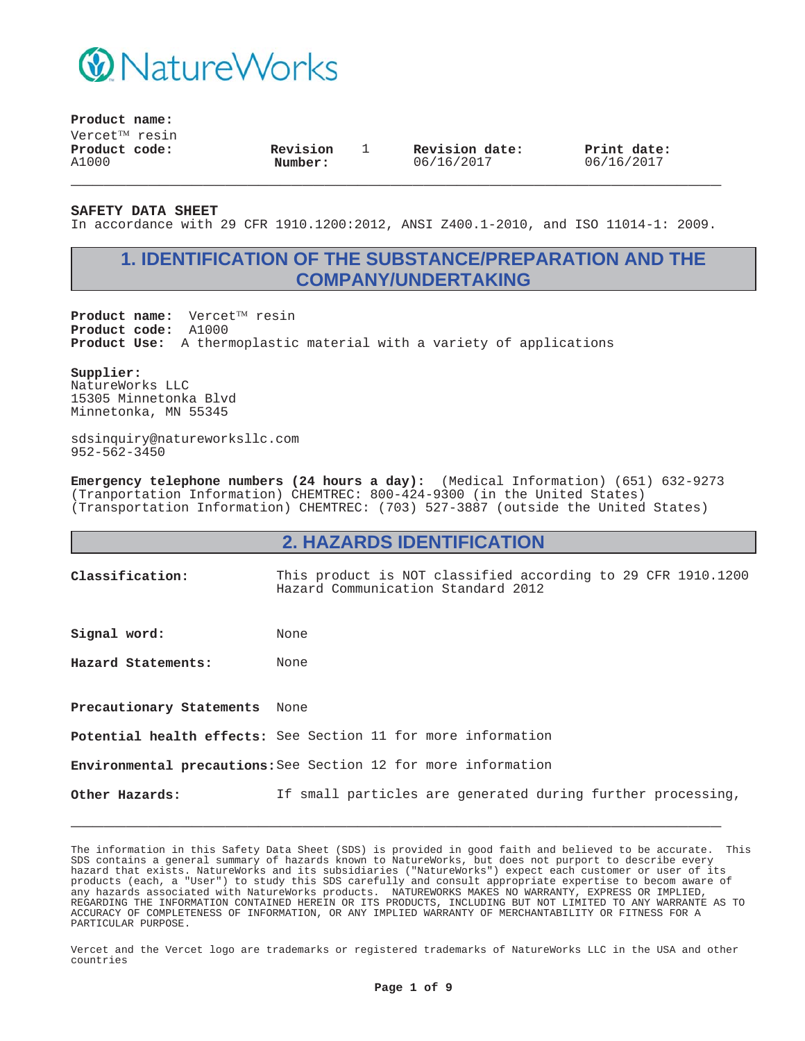NatureWorks

**Product name:**
Vercet™ resin

| **Product code:** | **Revision Number:** | **Revision date:** | **Print date:** |
|---|---|---|---|
| A1000 | 1 | 06/16/2017 | 06/16/2017 |

**SAFETY DATA SHEET**
In accordance with 29 CFR 1910.1200:2012, ANSI Z400.1-2010, and ISO 11014-1: 2009.

## 1. IDENTIFICATION OF THE SUBSTANCE/PREPARATION AND THE COMPANY/UNDERTAKING

**Product name:** Vercet™ resin
**Product code:** A1000
**Product Use:** A thermoplastic material with a variety of applications

**Supplier:**
NatureWorks LLC
15305 Minnetonka Blvd
Minnetonka, MN 55345

sdsinquiry@natureworksllc.com
952-562-3450

**Emergency telephone numbers (24 hours a day):** (Medical Information) (651) 632-9273
(Tranportation Information) CHEMTREC: 800-424-9300 (in the United States)
(Transportation Information) CHEMTREC: (703) 527-3887 (outside the United States)

## 2. HAZARDS IDENTIFICATION

**Classification:** This product is NOT classified according to 29 CFR 1910.1200 Hazard Communication Standard 2012

**Signal word:** None

**Hazard Statements:** None

**Precautionary Statements** None

**Potential health effects:** See Section 11 for more information

**Environmental precautions:** See Section 12 for more information

**Other Hazards:** If small particles are generated during further processing,

---

The information in this Safety Data Sheet (SDS) is provided in good faith and believed to be accurate. This SDS contains a general summary of hazards known to NatureWorks, but does not purport to describe every hazard that exists. NatureWorks and its subsidiaries ("NatureWorks") expect each customer or user of its products (each, a "User") to study this SDS carefully and consult appropriate expertise to becom aware of any hazards associated with NatureWorks products. NATUREWORKS MAKES NO WARRANTY, EXPRESS OR IMPLIED, REGARDING THE INFORMATION CONTAINED HEREIN OR ITS PRODUCTS, INCLUDING BUT NOT LIMITED TO ANY WARRANTE AS TO ACCURACY OF COMPLETENESS OF INFORMATION, OR ANY IMPLIED WARRANTY OF MERCHANTABILITY OR FITNESS FOR A PARTICULAR PURPOSE.

Vercet and the Vercet logo are trademarks or registered trademarks of NatureWorks LLC in the USA and other countries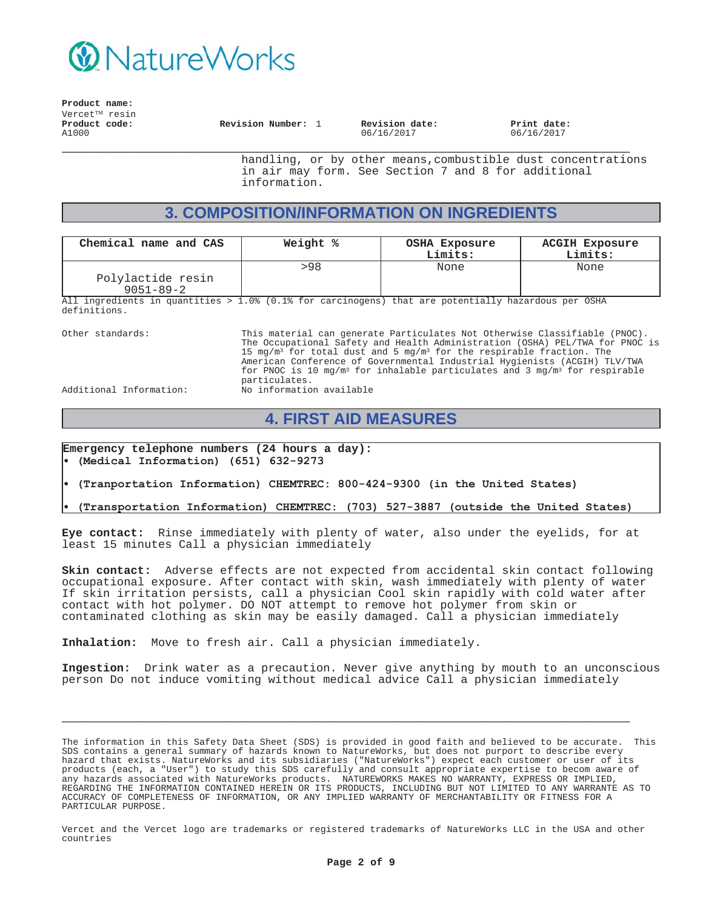**Product name:**
Vercet™ resin

**Product code:** A1000 **Revision Number:** 1 **Revision date:** 06/16/2017 **Print date:** 06/16/2017

handling, or by other means,combustible dust concentrations in air may form. See Section 7 and 8 for additional information.

## 3. COMPOSITION/INFORMATION ON INGREDIENTS

| Chemical name and CAS | Weight % | OSHA Exposure Limits: | ACGIH Exposure Limits: |
|---|---|---|---|
| Polylactide resin 9051-89-2 | >98 | None | None |

All ingredients in quantities > 1.0% (0.1% for carcinogens) that are potentially hazardous per OSHA definitions.

Other standards: This material can generate Particulates Not Otherwise Classifiable (PNOC). The Occupational Safety and Health Administration (OSHA) PEL/TWA for PNOC is 15 mg/m³ for total dust and 5 mg/m³ for the respirable fraction. The American Conference of Governmental Industrial Hygienists (ACGIH) TLV/TWA for PNOC is 10 mg/m³ for inhalable particulates and 3 mg/m³ for respirable particulates.

Additional Information: No information available

## 4. FIRST AID MEASURES

**Emergency telephone numbers (24 hours a day):**

- **(Medical Information) (651) 632-9273**
- **(Tranportation Information) CHEMTREC: 800-424-9300 (in the United States)**
- **(Transportation Information) CHEMTREC: (703) 527-3887 (outside the United States)**

**Eye contact:** Rinse immediately with plenty of water, also under the eyelids, for at least 15 minutes Call a physician immediately

**Skin contact:** Adverse effects are not expected from accidental skin contact following occupational exposure. After contact with skin, wash immediately with plenty of water If skin irritation persists, call a physician Cool skin rapidly with cold water after contact with hot polymer. DO NOT attempt to remove hot polymer from skin or contaminated clothing as skin may be easily damaged. Call a physician immediately

**Inhalation:** Move to fresh air. Call a physician immediately.

**Ingestion:** Drink water as a precaution. Never give anything by mouth to an unconscious person Do not induce vomiting without medical advice Call a physician immediately

The information in this Safety Data Sheet (SDS) is provided in good faith and believed to be accurate. This SDS contains a general summary of hazards known to NatureWorks, but does not purport to describe every hazard that exists. NatureWorks and its subsidiaries ("NatureWorks") expect each customer or user of its products (each, a "User") to study this SDS carefully and consult appropriate expertise to becom aware of any hazards associated with NatureWorks products. NATUREWORKS MAKES NO WARRANTY, EXPRESS OR IMPLIED, REGARDING THE INFORMATION CONTAINED HEREIN OR ITS PRODUCTS, INCLUDING BUT NOT LIMITED TO ANY WARRANTE AS TO ACCURACY OF COMPLETENESS OF INFORMATION, OR ANY IMPLIED WARRANTY OF MERCHANTABILITY OR FITNESS FOR A PARTICULAR PURPOSE.

Vercet and the Vercet logo are trademarks or registered trademarks of NatureWorks LLC in the USA and other countries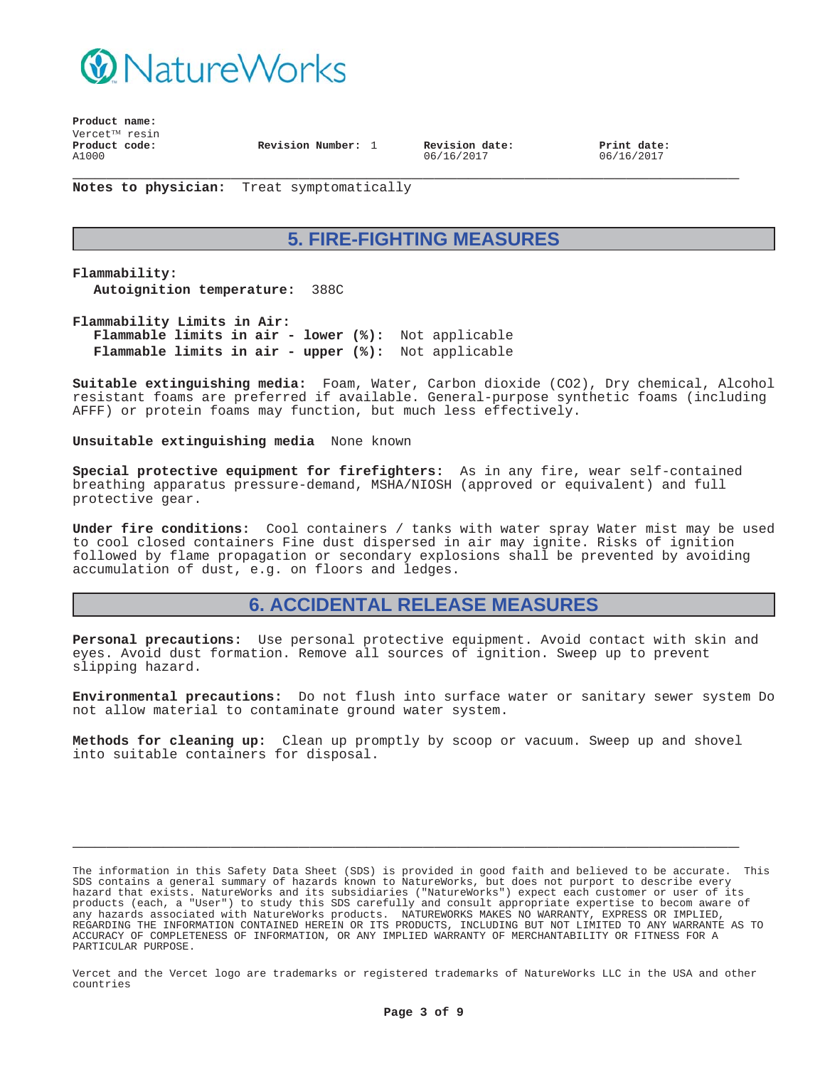**Product name:**
Vercet™ resin

**Product code:** A1000 **Revision Number:** 1 **Revision date:** 06/16/2017 **Print date:** 06/16/2017

**Notes to physician:** Treat symptomatically

## 5. FIRE-FIGHTING MEASURES

**Flammability:**
**Autoignition temperature:** 388C

**Flammability Limits in Air:**
**Flammable limits in air - lower (%):** Not applicable
**Flammable limits in air - upper (%):** Not applicable

**Suitable extinguishing media:** Foam, Water, Carbon dioxide ($CO_2$), Dry chemical, Alcohol resistant foams are preferred if available. General-purpose synthetic foams (including AFFF) or protein foams may function, but much less effectively.

**Unsuitable extinguishing media** None known

**Special protective equipment for firefighters:** As in any fire, wear self-contained breathing apparatus pressure-demand, MSHA/NIOSH (approved or equivalent) and full protective gear.

**Under fire conditions:** Cool containers / tanks with water spray Water mist may be used to cool closed containers Fine dust dispersed in air may ignite. Risks of ignition followed by flame propagation or secondary explosions shall be prevented by avoiding accumulation of dust, e.g. on floors and ledges.

## 6. ACCIDENTAL RELEASE MEASURES

**Personal precautions:** Use personal protective equipment. Avoid contact with skin and eyes. Avoid dust formation. Remove all sources of ignition. Sweep up to prevent slipping hazard.

**Environmental precautions:** Do not flush into surface water or sanitary sewer system Do not allow material to contaminate ground water system.

**Methods for cleaning up:** Clean up promptly by scoop or vacuum. Sweep up and shovel into suitable containers for disposal.

The information in this Safety Data Sheet (SDS) is provided in good faith and believed to be accurate. This SDS contains a general summary of hazards known to NatureWorks, but does not purport to describe every hazard that exists. NatureWorks and its subsidiaries ("NatureWorks") expect each customer or user of its products (each, a "User") to study this SDS carefully and consult appropriate expertise to becom aware of any hazards associated with NatureWorks products. NATUREWORKS MAKES NO WARRANTY, EXPRESS OR IMPLIED, REGARDING THE INFORMATION CONTAINED HEREIN OR ITS PRODUCTS, INCLUDING BUT NOT LIMITED TO ANY WARRANTE AS TO ACCURACY OF COMPLETENESS OF INFORMATION, OR ANY IMPLIED WARRANTY OF MERCHANTABILITY OR FITNESS FOR A PARTICULAR PURPOSE.

Vercet and the Vercet logo are trademarks or registered trademarks of NatureWorks LLC in the USA and other countries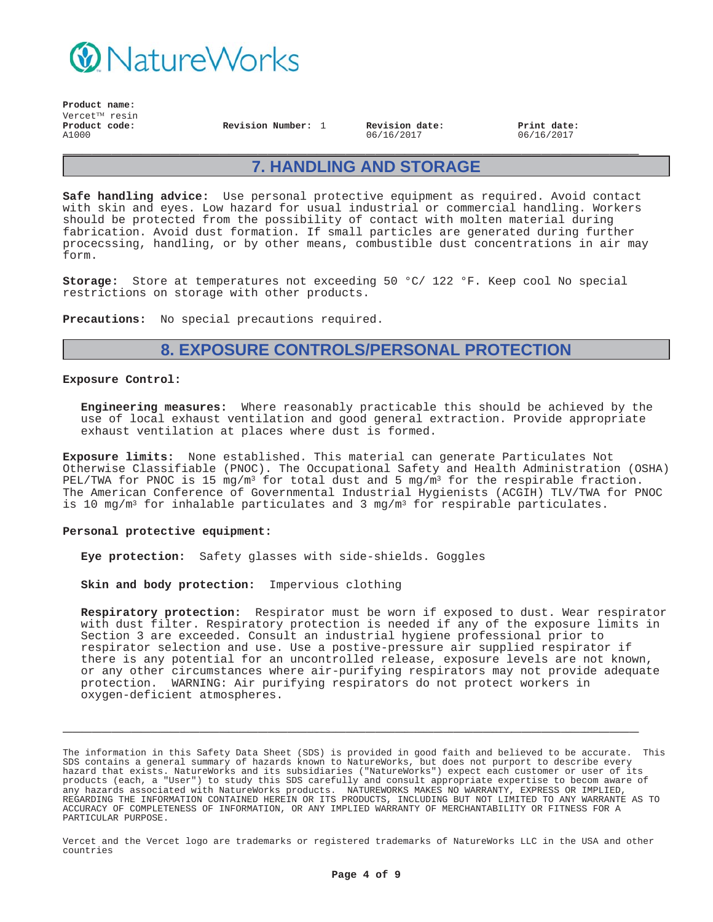**Product name:**
Vercet™ resin

| **Product code:** | **Revision Number:** 1 | **Revision date:** | **Print date:** |
| --- | --- | --- | --- |
| A1000 | | 06/16/2017 | 06/16/2017 |

## 7. HANDLING AND STORAGE

**Safe handling advice:** Use personal protective equipment as required. Avoid contact with skin and eyes. Low hazard for usual industrial or commercial handling. Workers should be protected from the possibility of contact with molten material during fabrication. Avoid dust formation. If small particles are generated during further proceccssing, handling, or by other means, combustible dust concentrations in air may form.

**Storage:** Store at temperatures not exceeding 50 °C/ 122 °F. Keep cool No special restrictions on storage with other products.

**Precautions:** No special precautions required.

## 8. EXPOSURE CONTROLS/PERSONAL PROTECTION

**Exposure Control:**

**Engineering measures:** Where reasonably practicable this should be achieved by the use of local exhaust ventilation and good general extraction. Provide appropriate exhaust ventilation at places where dust is formed.

**Exposure limits:** None established. This material can generate Particulates Not Otherwise Classifiable (PNOC). The Occupational Safety and Health Administration (OSHA) PEL/TWA for PNOC is 15 $mg/m^3$ for total dust and 5 $mg/m^3$ for the respirable fraction. The American Conference of Governmental Industrial Hygienists (ACGIH) TLV/TWA for PNOC is 10 $mg/m^3$ for inhalable particulates and 3 $mg/m^3$ for respirable particulates.

**Personal protective equipment:**

**Eye protection:** Safety glasses with side-shields. Goggles

**Skin and body protection:** Impervious clothing

**Respiratory protection:** Respirator must be worn if exposed to dust. Wear respirator with dust filter. Respiratory protection is needed if any of the exposure limits in Section 3 are exceeded. Consult an industrial hygiene professional prior to respirator selection and use. Use a postive-pressure air supplied respirator if there is any potential for an uncontrolled release, exposure levels are not known, or any other circumstances where air-purifying respirators may not provide adequate protection. WARNING: Air purifying respirators do not protect workers in oxygen-deficient atmospheres.

---

The information in this Safety Data Sheet (SDS) is provided in good faith and believed to be accurate. This SDS contains a general summary of hazards known to NatureWorks, but does not purport to describe every hazard that exists. NatureWorks and its subsidiaries ("NatureWorks") expect each customer or user of its products (each, a "User") to study this SDS carefully and consult appropriate expertise to becom aware of any hazards associated with NatureWorks products. NATUREWORKS MAKES NO WARRANTY, EXPRESS OR IMPLIED, REGARDING THE INFORMATION CONTAINED HEREIN OR ITS PRODUCTS, INCLUDING BUT NOT LIMITED TO ANY WARRANTE AS TO ACCURACY OF COMPLETENESS OF INFORMATION, OR ANY IMPLIED WARRANTY OF MERCHANTABILITY OR FITNESS FOR A PARTICULAR PURPOSE.

Vercet and the Vercet logo are trademarks or registered trademarks of NatureWorks LLC in the USA and other countries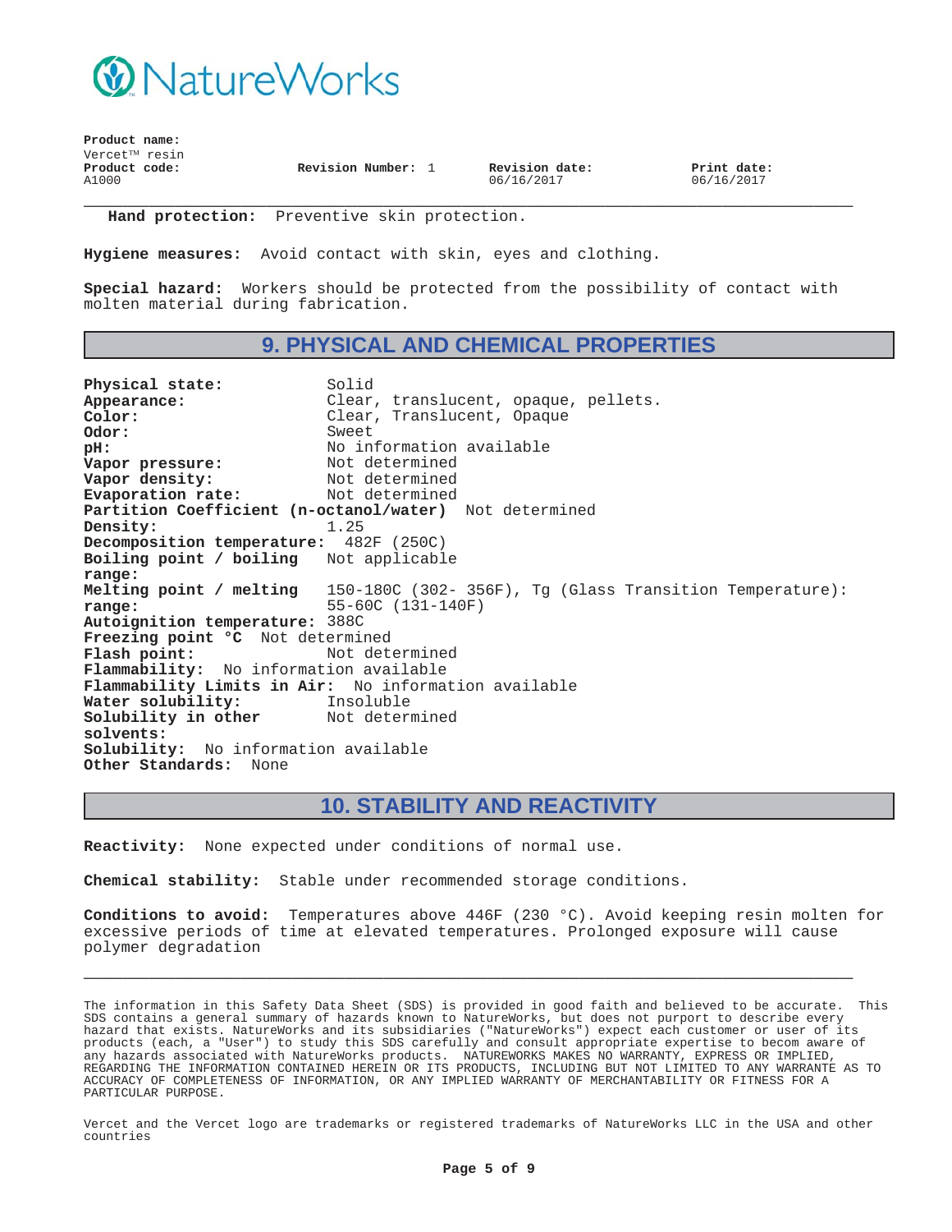**Hand protection:** Preventive skin protection.

**Hygiene measures:** Avoid contact with skin, eyes and clothing.

**Special hazard:** Workers should be protected from the possibility of contact with molten material during fabrication.

## 9. PHYSICAL AND CHEMICAL PROPERTIES

**Physical state:** Solid
**Appearance:** Clear, translucent, opaque, pellets.
**Color:** Clear, Translucent, Opaque
**Odor:** Sweet
**pH:** No information available
**Vapor pressure:** Not determined
**Vapor density:** Not determined
**Evaporation rate:** Not determined
**Partition Coefficient (n-octanol/water)** Not determined
**Density:** 1.25
**Decomposition temperature:** 482F (250C)
**Boiling point / boiling range:** Not applicable
**Melting point / melting range:** 150-180C (302- 356F), Tg (Glass Transition Temperature): 55-60C (131-140F)
**Autoignition temperature:** 388C
**Freezing point °C** Not determined
**Flash point:** Not determined
**Flammability:** No information available
**Flammability Limits in Air:** No information available
**Water solubility:** Insoluble
**Solubility in other solvents:** Not determined
**Solubility:** No information available
**Other Standards:** None

## 10. STABILITY AND REACTIVITY

**Reactivity:** None expected under conditions of normal use.

**Chemical stability:** Stable under recommended storage conditions.

**Conditions to avoid:** Temperatures above 446F (230 °C). Avoid keeping resin molten for excessive periods of time at elevated temperatures. Prolonged exposure will cause polymer degradation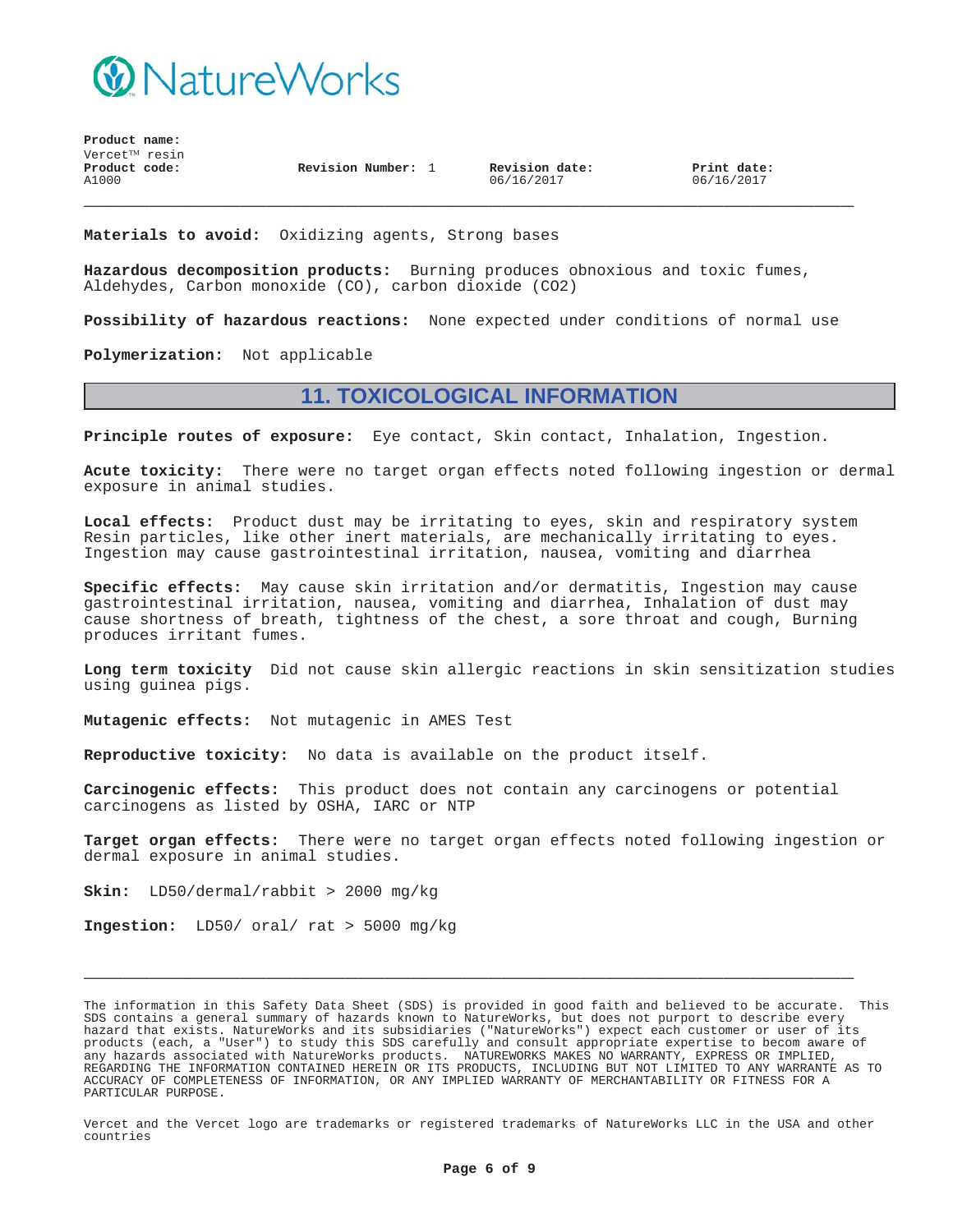**Materials to avoid:** Oxidizing agents, Strong bases

**Hazardous decomposition products:** Burning produces obnoxious and toxic fumes, Aldehydes, Carbon monoxide (CO), carbon dioxide ($CO_2$)

**Possibility of hazardous reactions:** None expected under conditions of normal use

**Polymerization:** Not applicable

## 11. TOXICOLOGICAL INFORMATION

**Principle routes of exposure:** Eye contact, Skin contact, Inhalation, Ingestion.

**Acute toxicity:** There were no target organ effects noted following ingestion or dermal exposure in animal studies.

**Local effects:** Product dust may be irritating to eyes, skin and respiratory system Resin particles, like other inert materials, are mechanically irritating to eyes. Ingestion may cause gastrointestinal irritation, nausea, vomiting and diarrhea

**Specific effects:** May cause skin irritation and/or dermatitis, Ingestion may cause gastrointestinal irritation, nausea, vomiting and diarrhea, Inhalation of dust may cause shortness of breath, tightness of the chest, a sore throat and cough, Burning produces irritant fumes.

**Long term toxicity** Did not cause skin allergic reactions in skin sensitization studies using guinea pigs.

**Mutagenic effects:** Not mutagenic in AMES Test

**Reproductive toxicity:** No data is available on the product itself.

**Carcinogenic effects:** This product does not contain any carcinogens or potential carcinogens as listed by OSHA, IARC or NTP

**Target organ effects:** There were no target organ effects noted following ingestion or dermal exposure in animal studies.

**Skin:** LD50/dermal/rabbit > 2000 mg/kg

**Ingestion:** LD50/ oral/ rat > 5000 mg/kg

---

The information in this Safety Data Sheet (SDS) is provided in good faith and believed to be accurate. This SDS contains a general summary of hazards known to NatureWorks, but does not purport to describe every hazard that exists. NatureWorks and its subsidiaries ("NatureWorks") expect each customer or user of its products (each, a "User") to study this SDS carefully and consult appropriate expertise to becom aware of any hazards associated with NatureWorks products. NATUREWORKS MAKES NO WARRANTY, EXPRESS OR IMPLIED, REGARDING THE INFORMATION CONTAINED HEREIN OR ITS PRODUCTS, INCLUDING BUT NOT LIMITED TO ANY WARRANTE AS TO ACCURACY OF COMPLETENESS OF INFORMATION, OR ANY IMPLIED WARRANTY OF MERCHANTABILITY OR FITNESS FOR A PARTICULAR PURPOSE.

Vercet and the Vercet logo are trademarks or registered trademarks of NatureWorks LLC in the USA and other countries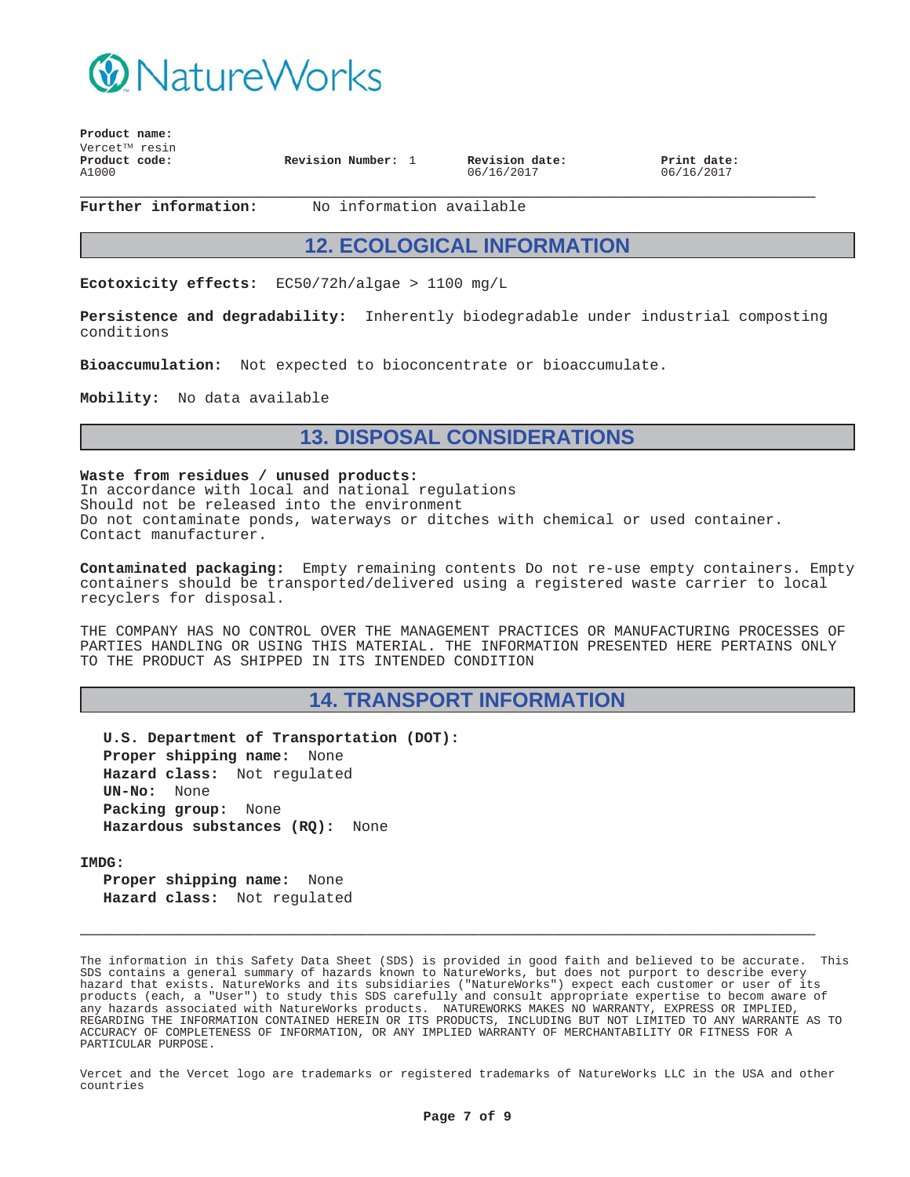**Product name:**
Vercet™ resin

**Product code:**
A1000

**Revision Number:** 1

**Revision date:**
06/16/2017

**Print date:**
06/16/2017

---

**Further information:** No information available

## 12. ECOLOGICAL INFORMATION

**Ecotoxicity effects:** EC50/72h/algae > 1100 mg/L

**Persistence and degradability:** Inherently biodegradable under industrial composting conditions

**Bioaccumulation:** Not expected to bioconcentrate or bioaccumulate.

**Mobility:** No data available

## 13. DISPOSAL CONSIDERATIONS

**Waste from residues / unused products:**
In accordance with local and national regulations
Should not be released into the environment
Do not contaminate ponds, waterways or ditches with chemical or used container.
Contact manufacturer.

**Contaminated packaging:** Empty remaining contents Do not re-use empty containers. Empty containers should be transported/delivered using a registered waste carrier to local recyclers for disposal.

THE COMPANY HAS NO CONTROL OVER THE MANAGEMENT PRACTICES OR MANUFACTURING PROCESSES OF PARTIES HANDLING OR USING THIS MATERIAL. THE INFORMATION PRESENTED HERE PERTAINS ONLY TO THE PRODUCT AS SHIPPED IN ITS INTENDED CONDITION

## 14. TRANSPORT INFORMATION

**U.S. Department of Transportation (DOT):**
**Proper shipping name:** None
**Hazard class:** Not regulated
**UN-No:** None
**Packing group:** None
**Hazardous substances (RQ):** None

**IMDG:**
**Proper shipping name:** None
**Hazard class:** Not regulated

---

The information in this Safety Data Sheet (SDS) is provided in good faith and believed to be accurate. This SDS contains a general summary of hazards known to NatureWorks, but does not purport to describe every hazard that exists. NatureWorks and its subsidiaries ("NatureWorks") expect each customer or user of its products (each, a "User") to study this SDS carefully and consult appropriate expertise to becom aware of any hazards associated with NatureWorks products. NATUREWORKS MAKES NO WARRANTY, EXPRESS OR IMPLIED, REGARDING THE INFORMATION CONTAINED HEREIN OR ITS PRODUCTS, INCLUDING BUT NOT LIMITED TO ANY WARRANTE AS TO ACCURACY OF COMPLETENESS OF INFORMATION, OR ANY IMPLIED WARRANTY OF MERCHANTABILITY OR FITNESS FOR A PARTICULAR PURPOSE.

Vercet and the Vercet logo are trademarks or registered trademarks of NatureWorks LLC in the USA and other countries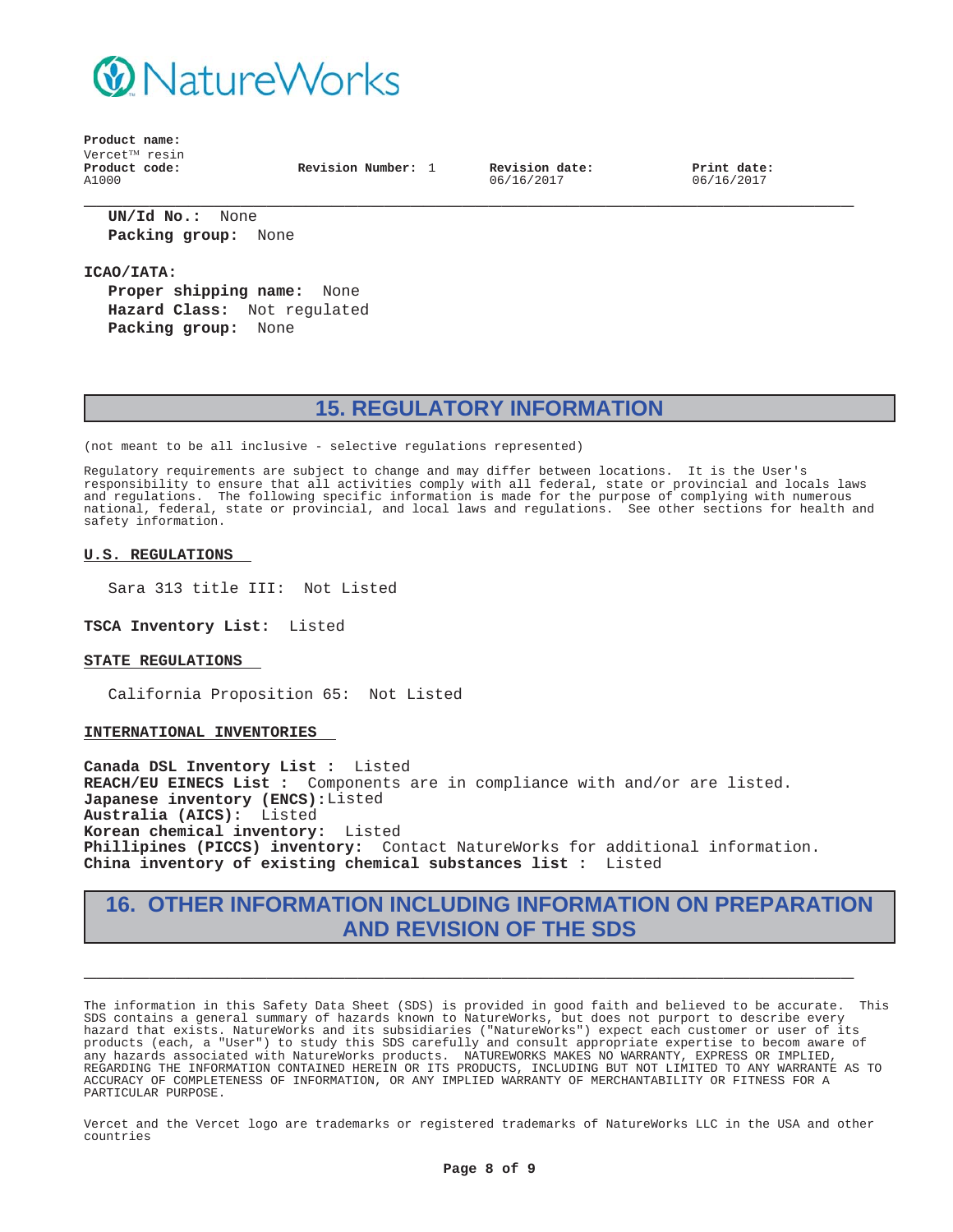**UN/Id No.:** None
**Packing group:** None

**ICAO/IATA:**

**Proper shipping name:** None
**Hazard Class:** Not regulated
**Packing group:** None

## 15. REGULATORY INFORMATION

(not meant to be all inclusive - selective regulations represented)

Regulatory requirements are subject to change and may differ between locations. It is the User's responsibility to ensure that all activities comply with all federal, state or provincial and locals laws and regulations. The following specific information is made for the purpose of complying with numerous national, federal, state or provincial, and local laws and regulations. See other sections for health and safety information.

**U.S. REGULATIONS**

Sara 313 title III: Not Listed

**TSCA Inventory List:** Listed

**STATE REGULATIONS**

California Proposition 65: Not Listed

**INTERNATIONAL INVENTORIES**

**Canada DSL Inventory List :** Listed
**REACH/EU EINECS List :** Components are in compliance with and/or are listed.
**Japanese inventory (ENCS):** Listed
**Australia (AICS):** Listed
**Korean chemical inventory:** Listed
**Phillipines (PICCS) inventory:** Contact NatureWorks for additional information.
**China inventory of existing chemical substances list :** Listed

## 16. OTHER INFORMATION INCLUDING INFORMATION ON PREPARATION AND REVISION OF THE SDS

The information in this Safety Data Sheet (SDS) is provided in good faith and believed to be accurate. This SDS contains a general summary of hazards known to NatureWorks, but does not purport to describe every hazard that exists. NatureWorks and its subsidiaries ("NatureWorks") expect each customer or user of its products (each, a "User") to study this SDS carefully and consult appropriate expertise to becom aware of any hazards associated with NatureWorks products. NATUREWORKS MAKES NO WARRANTY, EXPRESS OR IMPLIED, REGARDING THE INFORMATION CONTAINED HEREIN OR ITS PRODUCTS, INCLUDING BUT NOT LIMITED TO ANY WARRANTE AS TO ACCURACY OF COMPLETENESS OF INFORMATION, OR ANY IMPLIED WARRANTY OF MERCHANTABILITY OR FITNESS FOR A PARTICULAR PURPOSE.

Vercet and the Vercet logo are trademarks or registered trademarks of NatureWorks LLC in the USA and other countries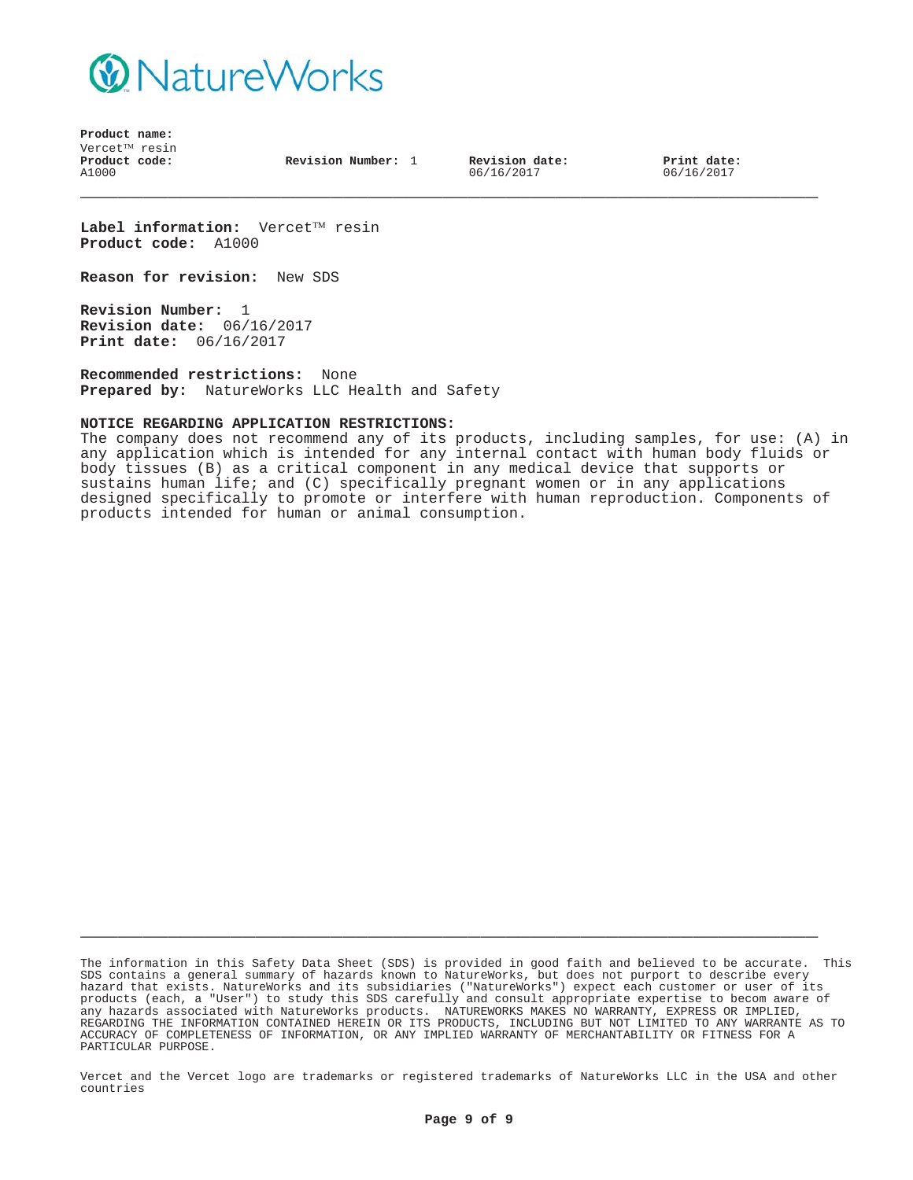**Label information:** Vercet™ resin
**Product code:** A1000

**Reason for revision:** New SDS

**Revision Number:** 1
**Revision date:** 06/16/2017
**Print date:** 06/16/2017

**Recommended restrictions:** None
**Prepared by:** NatureWorks LLC Health and Safety

**NOTICE REGARDING APPLICATION RESTRICTIONS:**
The company does not recommend any of its products, including samples, for use: (A) in any application which is intended for any internal contact with human body fluids or body tissues (B) as a critical component in any medical device that supports or sustains human life; and (C) specifically pregnant women or in any applications designed specifically to promote or interfere with human reproduction. Components of products intended for human or animal consumption.

---

The information in this Safety Data Sheet (SDS) is provided in good faith and believed to be accurate. This SDS contains a general summary of hazards known to NatureWorks, but does not purport to describe every hazard that exists. NatureWorks and its subsidiaries ("NatureWorks") expect each customer or user of its products (each, a "User") to study this SDS carefully and consult appropriate expertise to becom aware of any hazards associated with NatureWorks products. NATUREWORKS MAKES NO WARRANTY, EXPRESS OR IMPLIED, REGARDING THE INFORMATION CONTAINED HEREIN OR ITS PRODUCTS, INCLUDING BUT NOT LIMITED TO ANY WARRANTE AS TO ACCURACY OF COMPLETENESS OF INFORMATION, OR ANY IMPLIED WARRANTY OF MERCHANTABILITY OR FITNESS FOR A PARTICULAR PURPOSE.

Vercet and the Vercet logo are trademarks or registered trademarks of NatureWorks LLC in the USA and other countries